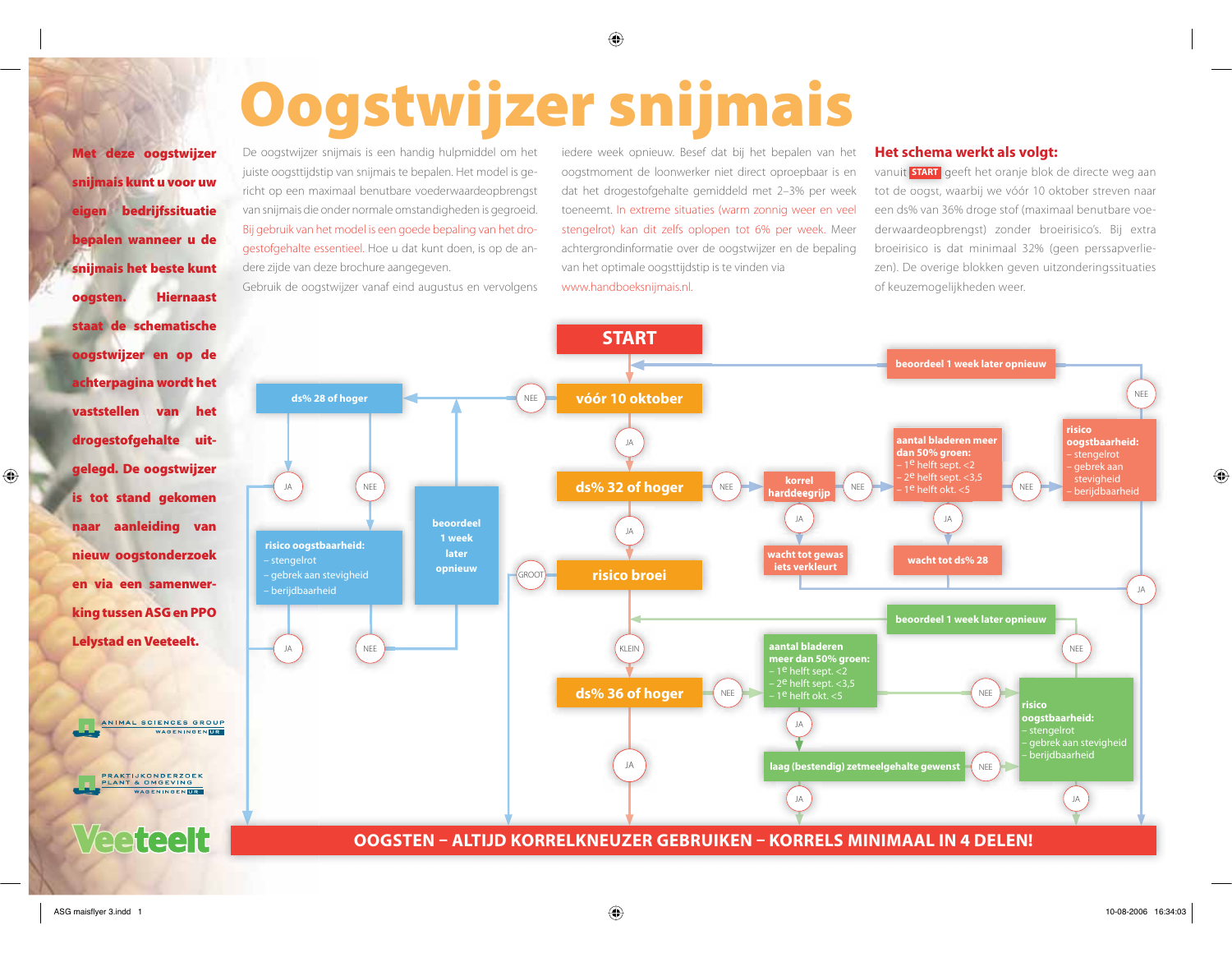# Oogstwijzer snijmais

**Met deze oogstwijzer snijmais kunt u voor uw eigen bedrijfssituatie bepalen wanneer u de snijmais het beste kunt oogsten. Hiernaast staat de schematische oogstwijzer en op de achterpagina wordt het vaststellen van het drogestofgehalte uitgelegd. De oogstwijzer is tot stand gekomen naar aanleiding van nieuw oogstonderzoek en via een samenwerking tussen ASG en PPO Lelystad en Veeteelt.**

De oogstwijzer snijmais is een handig hulpmiddel om het juiste oogsttijdstip van snijmais te bepalen. Het model is gericht op een maximaal benutbare voederwaardeopbrengst van snijmais die onder normale omstandigheden is gegroeid. Bij gebruik van het model is een goede bepaling van het drogestofgehalte essentieel. Hoe u dat kunt doen, is op de andere zijde van deze brochure aangegeven.

Gebruik de oogstwijzer vanaf eind augustus en vervolgens iedere week opnieuw. Besef dat bij het bepalen van het oogstmoment de loonwerker niet direct oproepbaar is en dat het drogestofgehalte gemiddeld met 2–3% per week toeneemt. In extreme situaties (warm zonnig weer en veel stengelrot) kan dit zelfs oplopen tot 6% per week. Meer achtergrondinformatie over de oogstwijzer en de bepaling van het optimale oogsttijdstip is te vinden via www.handboeksnijmais.nl.

## Het schema werkt als volgt:

vanuit START geeft het oranje blok de directe weg aan tot de oogst, waarbij we vóór 10 oktober streven naar een ds% van 36% droge stof (maximaal benutbare voederwaardeopbrengst) zonder broeirisico's. Bij extra broeirisico is dat minimaal 32% (geen perssapverliezen). De overige blokken geven uitzonderingssituaties of keuzemogelijkheden weer.

START

- vóór 10 oktober
  - NEE → ds% 28 of hoger
    - JA → OOGSTEN
    - NEE → risico oogstbaarheid: – stengelrot – gebrek aan stevigheid – berijdbaarheid
      - JA → OOGSTEN
      - NEE → beoordeel 1 week later opnieuw
  - JA → ds% 32 of hoger
    - NEE → korrel harddeegrijp
      - JA → wacht tot gewas iets verkleurt
      - NEE → aantal bladeren meer dan 50% groen: – 1e helft sept. <2 – 2e helft sept. <3,5 – 1e helft okt. <5
        - JA → wacht tot ds% 28
        - NEE → risico oogstbaarheid: – stengelrot – gebrek aan stevigheid – berijdbaarheid
          - JA → OOGSTEN
          - NEE → beoordeel 1 week later opnieuw
    - JA → risico broei
      - GROOT → OOGSTEN
      - KLEIN → ds% 36 of hoger
        - JA → OOGSTEN
        - NEE → aantal bladeren meer dan 50% groen: – 1e helft sept. <2 – 2e helft sept. <3,5 – 1e helft okt. <5
          - JA → laag (bestendig) zetmeelgehalte gewenst
            - JA → OOGSTEN
            - NEE → risico oogstbaarheid
          - NEE → risico oogstbaarheid: – stengelrot – gebrek aan stevigheid – berijdbaarheid
            - JA → OOGSTEN
            - NEE → beoordeel 1 week later opnieuw

**OOGSTEN – ALTIJD KORRELKNEUZER GEBRUIKEN – KORRELS MINIMAAL IN 4 DELEN!**

ANIMAL SCIENCES GROUP WAGENINGEN UR

PRAKTIJKONDERZOEK PLANT & OMGEVING WAGENINGEN UR

Veeteelt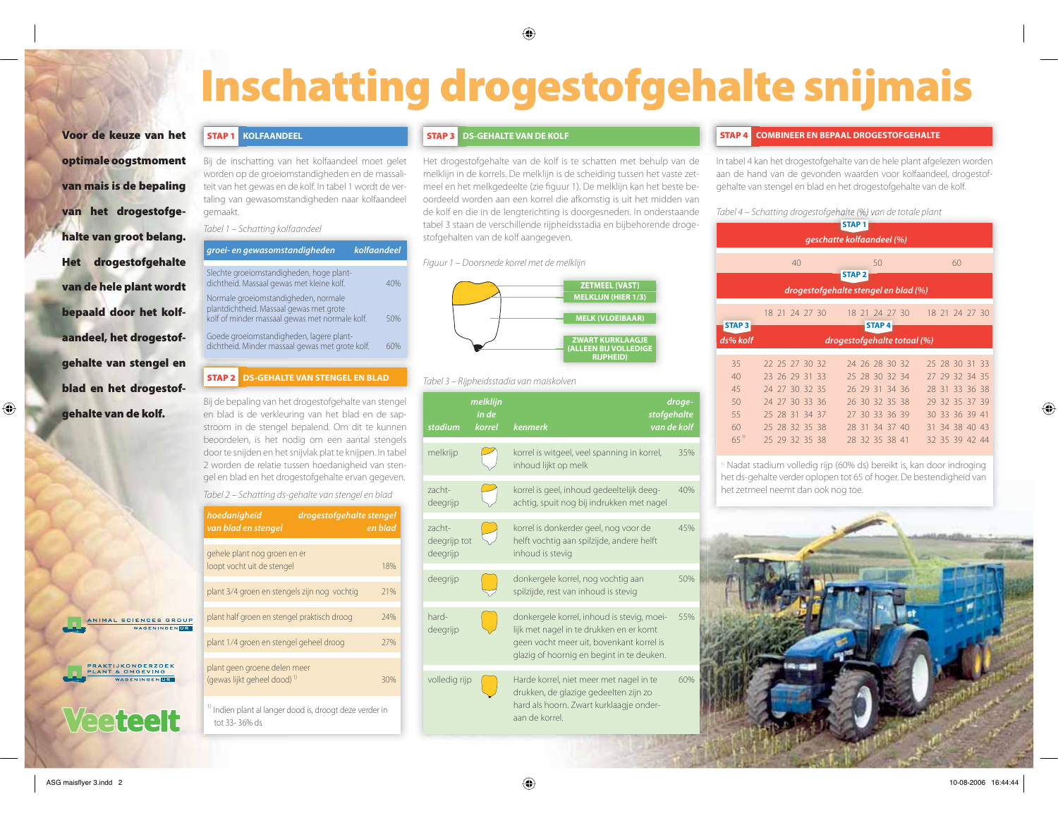# Inschatting drogestofgehalte snijmais

**Voor de keuze van het optimale oogstmoment van mais is de bepaling van het drogestofgehalte van groot belang. Het drogestofgehalte van de hele plant wordt bepaald door het kolfaandeel, het drogestofgehalte van stengel en blad en het drogestofgehalte van de kolf.**

## STAP 1 KOLFAANDEEL

Bij de inschatting van het kolfaandeel moet gelet worden op de groeiomstandigheden en de massaliteit van het gewas en de kolf. In tabel 1 wordt de vertaling van gewasomstandigheden naar kolfaandeel gemaakt.

*Tabel 1 – Schatting kolfaandeel*

| groei- en gewasomstandigheden | kolfaandeel |
|---|---|
| Slechte groeiomstandigheden, hoge plantdichtheid. Massaal gewas met kleine kolf. | 40% |
| Normale groeiomstandigheden, normale plantdichtheid. Massaal gewas met grote kolf of minder massaal gewas met normale kolf. | 50% |
| Goede groeiomstandigheden, lagere plantdichtheid. Minder massaal gewas met grote kolf. | 60% |

## STAP 2 DS-GEHALTE VAN STENGEL EN BLAD

Bij de bepaling van het drogestofgehalte van stengel en blad is de verkleuring van het blad en de sapstroom in de stengel bepalend. Om dit te kunnen beoordelen, is het nodig om een aantal stengels door te snijden en het snijvlak plat te knijpen. In tabel 2 worden de relatie tussen hoedanigheid van stengel en blad en het drogestofgehalte ervan gegeven.

*Tabel 2 – Schatting ds-gehalte van stengel en blad*

| hoedanigheid van blad en stengel | drogestofgehalte stengel en blad |
|---|---|
| gehele plant nog groen en er loopt vocht uit de stengel | 18% |
| plant 3/4 groen en stengels zijn nog vochtig | 21% |
| plant half groen en stengel praktisch droog | 24% |
| plant 1/4 groen en stengel geheel droog | 27% |
| plant geen groene delen meer (gewas lijkt geheel dood) [1] | 30% |

[1] Indien plant al langer dood is, droogt deze verder in tot 33- 36% ds

## STAP 3 DS-GEHALTE VAN DE KOLF

Het drogestofgehalte van de kolf is te schatten met behulp van de melklijn in de korrels. De melklijn is de scheiding tussen het vaste zetmeel en het melkgedeelte (zie figuur 1). De melklijn kan het beste beoordeeld worden aan een korrel die afkomstig is uit het midden van de kolf en die in de lengterichting is doorgesneden. In onderstaande tabel 3 staan de verschillende rijpheidsstadia en bijbehorende drogestofgehalten van de kolf aangegeven.

*Figuur 1 – Doorsnede korrel met de melklijn*

ZETMEEL (VAST)
MELKLIJN (HIER 1/3)
MELK (VLOEIBAAR)
ZWART KURKLAAGJE (ALLEEN BIJ VOLLEDIGE RIJPHEID)

*Tabel 3 – Rijpheidsstadia van maiskolven*

| stadium | melklijn in de korrel | kenmerk | drogestofgehalte van de kolf |
|---|---|---|---|
| melkrijp | | korrel is witgeel, veel spanning in korrel, inhoud lijkt op melk | 35% |
| zacht-deegrijp | | korrel is geel, inhoud gedeeltelijk deegachtig, spuit nog bij indrukken met nagel | 40% |
| zacht-deegrijp tot deegrijp | | korrel is donkerder geel, nog voor de helft vochtig aan spilzijde, andere helft inhoud is stevig | 45% |
| deegrijp | | donkergele korrel, nog vochtig aan spilzijde, rest van inhoud is stevig | 50% |
| hard-deegrijp | | donkergele korrel, inhoud is stevig, moeilijk met nagel in te drukken en er komt geen vocht meer uit, bovenkant korrel is glazig of hoornig en begint in te deuken. | 55% |
| volledig rijp | | Harde korrel, niet meer met nagel in te drukken, de glazige gedeelten zijn zo hard als hoorn. Zwart kurklaagje onderaan de korrel. | 60% |

## STAP 4 COMBINEER EN BEPAAL DROGESTOFGEHALTE

In tabel 4 kan het drogestofgehalte van de hele plant afgelezen worden aan de hand van de gevonden waarden voor kolfaandeel, drogestofgehalte van stengel en blad en het drogestofgehalte van de kolf.

*Tabel 4 – Schatting drogestofgehalte (%) van de totale plant*

| | STAP 1 geschatte kolfaandeel (%) | | | | | | | | | | | | | | |
|---|---|---|---|---|---|---|---|---|---|---|---|---|---|---|---|
| | 40 | | | | | 50 | | | | | 60 | | | | |
| | STAP 2 drogestofgehalte stengel en blad (%) | | | | | | | | | | | | | | |
| | 18 | 21 | 24 | 27 | 30 | 18 | 21 | 24 | 27 | 30 | 18 | 21 | 24 | 27 | 30 |
| STAP 3 ds% kolf | STAP 4 drogestofgehalte totaal (%) | | | | | | | | | | | | | | |
| 35 | 22 | 25 | 27 | 30 | 32 | 24 | 26 | 28 | 30 | 32 | 25 | 28 | 30 | 31 | 33 |
| 40 | 23 | 26 | 29 | 31 | 33 | 25 | 28 | 30 | 32 | 34 | 27 | 29 | 32 | 34 | 35 |
| 45 | 24 | 27 | 30 | 32 | 35 | 26 | 29 | 31 | 34 | 36 | 28 | 31 | 33 | 36 | 38 |
| 50 | 24 | 27 | 30 | 33 | 36 | 26 | 30 | 32 | 35 | 38 | 29 | 32 | 35 | 37 | 39 |
| 55 | 25 | 28 | 31 | 34 | 37 | 27 | 30 | 33 | 36 | 39 | 30 | 33 | 36 | 39 | 41 |
| 60 | 25 | 28 | 32 | 35 | 38 | 28 | 31 | 34 | 37 | 40 | 31 | 34 | 38 | 40 | 43 |
| 65 [1] | 25 | 29 | 32 | 35 | 38 | 28 | 32 | 35 | 38 | 41 | 32 | 35 | 39 | 42 | 44 |

[1] Nadat stadium volledig rijp (60% ds) bereikt is, kan door indroging het ds-gehalte verder oplopen tot 65 of hoger. De bestendigheid van het zetmeel neemt dan ook nog toe.

ANIMAL SCIENCES GROUP WAGENINGEN UR

PRAKTIJKONDERZOEK PLANT & OMGEVING WAGENINGEN UR

Veeteelt